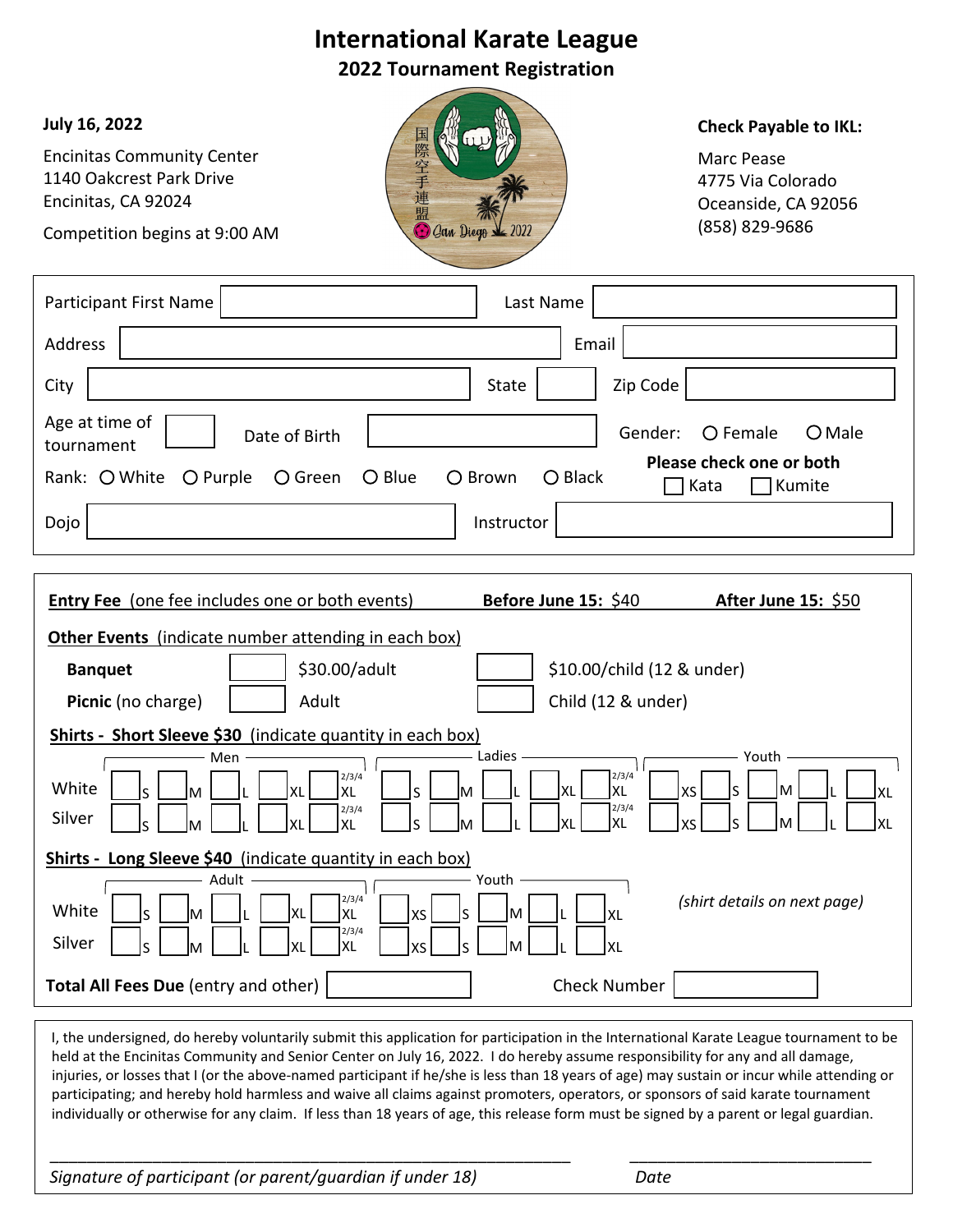# International Karate League

## 2022 Tournament Registration

**July 16, 2022**

Encinitas Community Center
1140 Oakcrest Park Drive
Encinitas, CA 92024

Competition begins at 9:00 AM

**Check Payable to IKL:**

Marc Pease
4775 Via Colorado
Oceanside, CA 92056
(858) 829-9686

---

Participant First Name ______________________ Last Name ______________________

Address ______________________ Email ______________________

City ______________________ State ______ Zip Code ______________________

Age at time of tournament ______ Date of Birth ______________________ Gender: ○ Female ○ Male

Rank: ○ White ○ Purple ○ Green ○ Blue ○ Brown ○ Black

**Please check one or both** ☐ Kata ☐ Kumite

Dojo ______________________ Instructor ______________________

---

**Entry Fee** (one fee includes one or both events) **Before June 15:** $40 **After June 15:** $50

**Other Events** (indicate number attending in each box)

| | | | | |
|---|---|---|---|---|
| **Banquet** | ☐ | $30.00/adult | ☐ | $10.00/child (12 & under) |
| **Picnic** (no charge) | ☐ | Adult | ☐ | Child (12 & under) |

**Shirts - Short Sleeve $30** (indicate quantity in each box)

| | Men | | | | | Ladies | | | | | Youth | | | | |
|---|---|---|---|---|---|---|---|---|---|---|---|---|---|---|---|
| | S | M | L | XL | 2/3/4 XL | S | M | L | XL | 2/3/4 XL | XS | S | M | L | XL |
| White | ☐ | ☐ | ☐ | ☐ | ☐ | ☐ | ☐ | ☐ | ☐ | ☐ | ☐ | ☐ | ☐ | ☐ | ☐ |
| Silver | ☐ | ☐ | ☐ | ☐ | ☐ | ☐ | ☐ | ☐ | ☐ | ☐ | ☐ | ☐ | ☐ | ☐ | ☐ |

**Shirts - Long Sleeve $40** (indicate quantity in each box)

| | Adult | | | | | Youth | | | | |
|---|---|---|---|---|---|---|---|---|---|---|
| | S | M | L | XL | 2/3/4 XL | XS | S | M | L | XL |
| White | ☐ | ☐ | ☐ | ☐ | ☐ | ☐ | ☐ | ☐ | ☐ | ☐ |
| Silver | ☐ | ☐ | ☐ | ☐ | ☐ | ☐ | ☐ | ☐ | ☐ | ☐ |

*(shirt details on next page)*

**Total All Fees Due** (entry and other) ______________ Check Number ______________

---

I, the undersigned, do hereby voluntarily submit this application for participation in the International Karate League tournament to be held at the Encinitas Community and Senior Center on July 16, 2022. I do hereby assume responsibility for any and all damage, injuries, or losses that I (or the above-named participant if he/she is less than 18 years of age) may sustain or incur while attending or participating; and hereby hold harmless and waive all claims against promoters, operators, or sponsors of said karate tournament individually or otherwise for any claim. If less than 18 years of age, this release form must be signed by a parent or legal guardian.

_____________________________________________ _________________________

*Signature of participant (or parent/guardian if under 18)* *Date*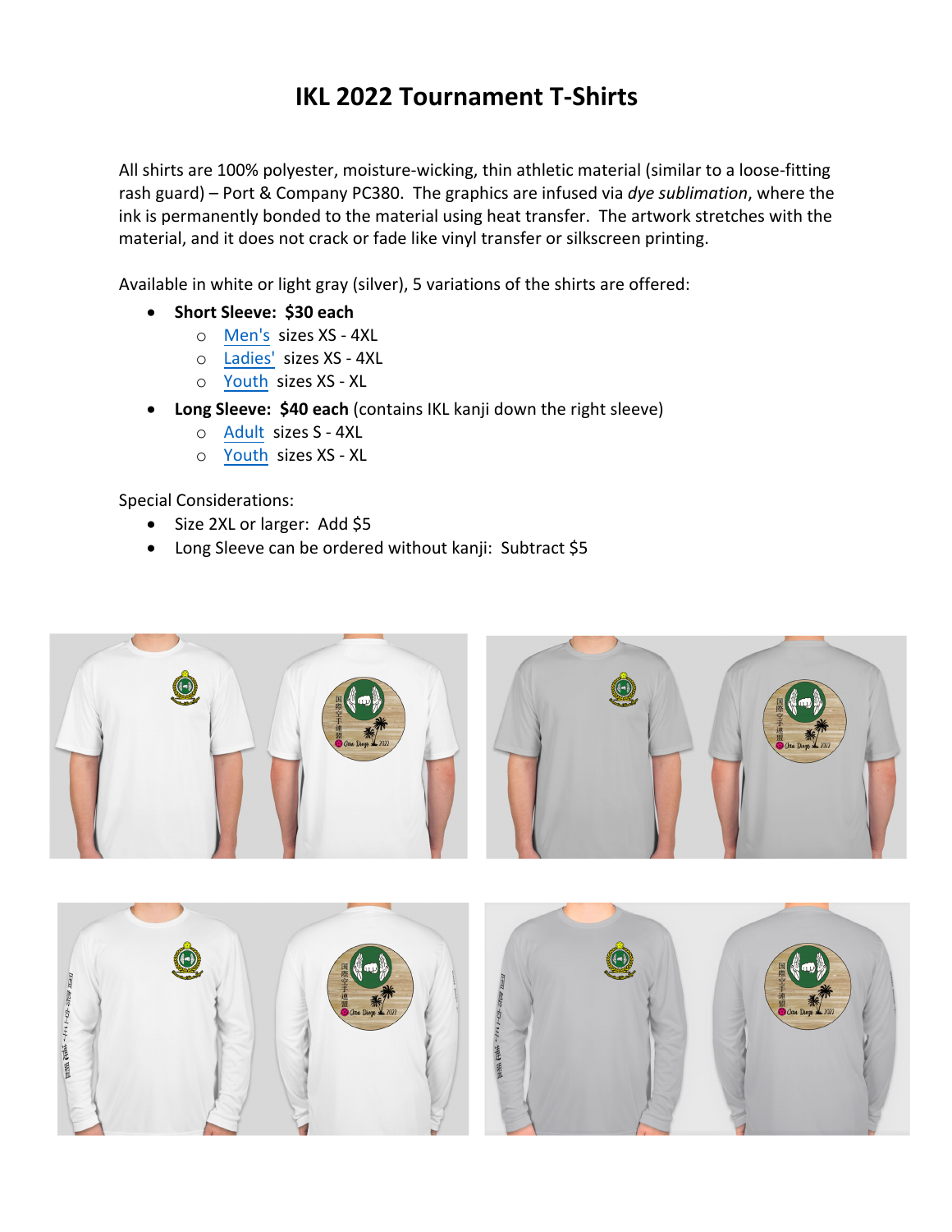# IKL 2022 Tournament T-Shirts

All shirts are 100% polyester, moisture-wicking, thin athletic material (similar to a loose-fitting rash guard) – Port & Company PC380. The graphics are infused via *dye sublimation*, where the ink is permanently bonded to the material using heat transfer. The artwork stretches with the material, and it does not crack or fade like vinyl transfer or silkscreen printing.

Available in white or light gray (silver), 5 variations of the shirts are offered:

- **Short Sleeve: $30 each**
  - Men's sizes XS - 4XL
  - Ladies' sizes XS - 4XL
  - Youth sizes XS - XL
- **Long Sleeve: $40 each** (contains IKL kanji down the right sleeve)
  - Adult sizes S - 4XL
  - Youth sizes XS - XL

Special Considerations:

- Size 2XL or larger: Add $5
- Long Sleeve can be ordered without kanji: Subtract $5